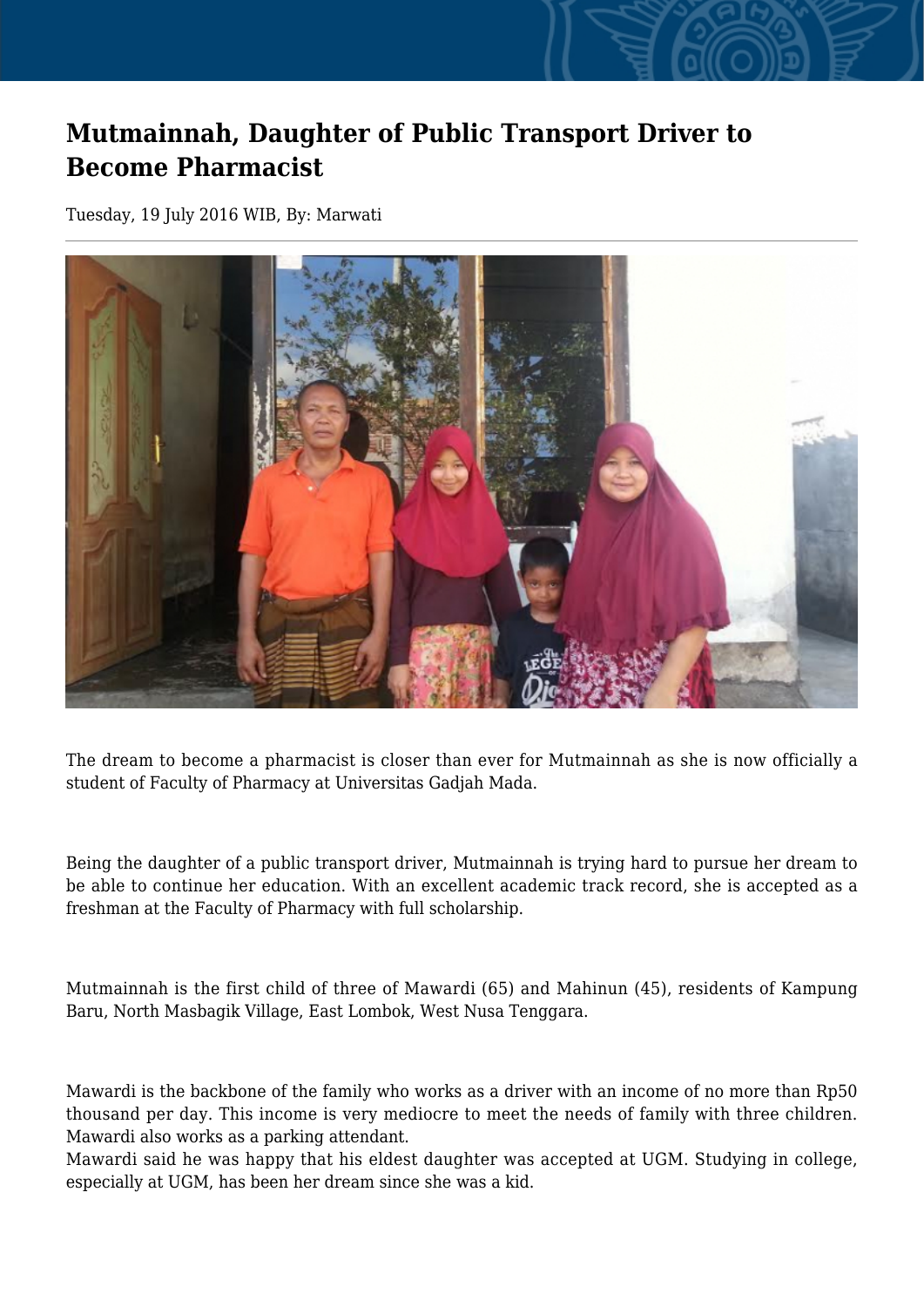# Mutmainnah, Daughter of Public Transport Driver to Become Pharmacist

Tuesday, 19 July 2016 WIB, By: Marwati

The dream to become a pharmacist is closer than ever for Mutmainnah as she is now officially a student of Faculty of Pharmacy at Universitas Gadjah Mada.

Being the daughter of a public transport driver, Mutmainnah is trying hard to pursue her dream to be able to continue her education. With an excellent academic track record, she is accepted as a freshman at the Faculty of Pharmacy with full scholarship.

Mutmainnah is the first child of three of Mawardi (65) and Mahinun (45), residents of Kampung Baru, North Masbagik Village, East Lombok, West Nusa Tenggara.

Mawardi is the backbone of the family who works as a driver with an income of no more than Rp50 thousand per day. This income is very mediocre to meet the needs of family with three children. Mawardi also works as a parking attendant.

Mawardi said he was happy that his eldest daughter was accepted at UGM. Studying in college, especially at UGM, has been her dream since she was a kid.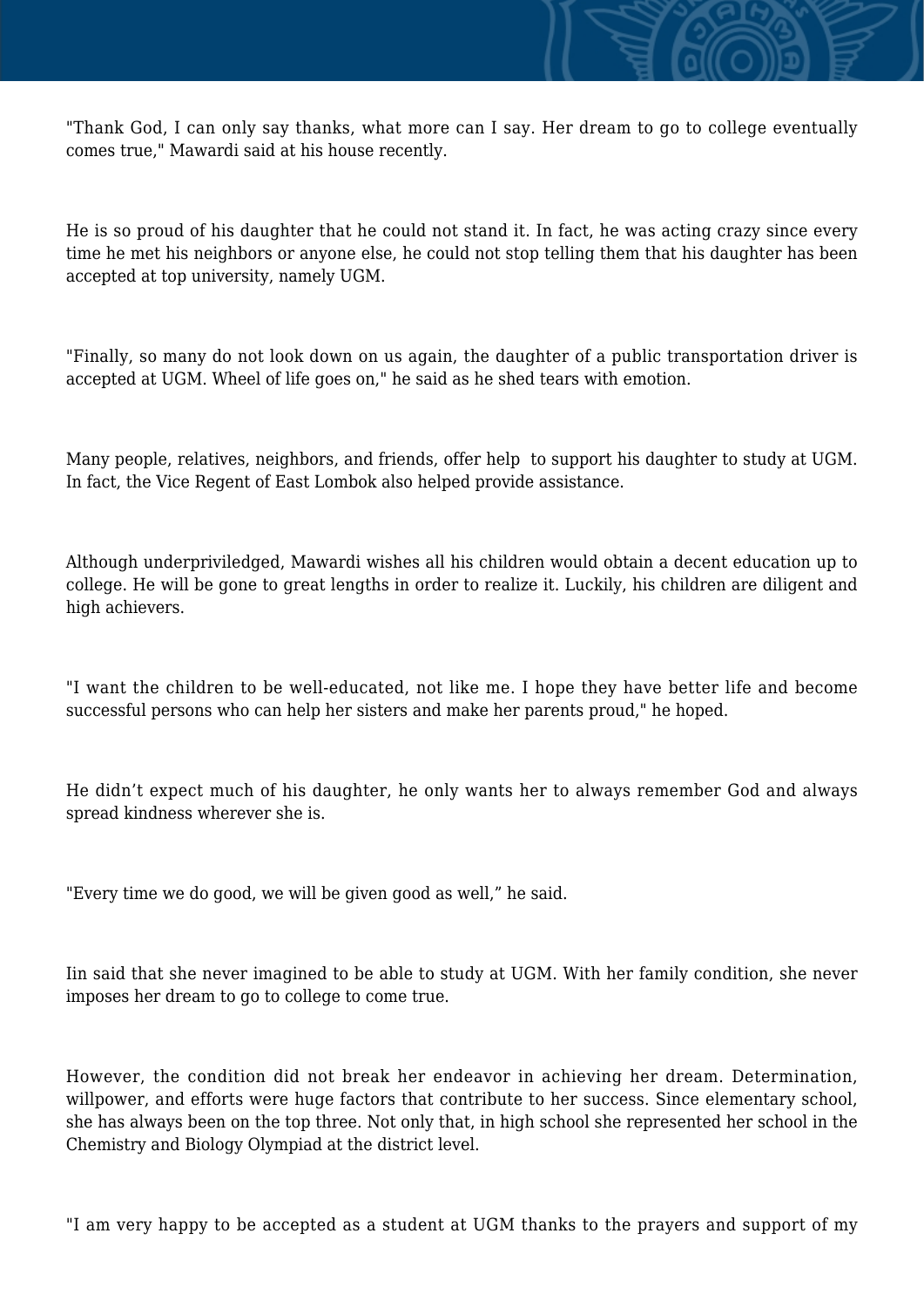"Thank God, I can only say thanks, what more can I say. Her dream to go to college eventually comes true," Mawardi said at his house recently.

He is so proud of his daughter that he could not stand it. In fact, he was acting crazy since every time he met his neighbors or anyone else, he could not stop telling them that his daughter has been accepted at top university, namely UGM.

"Finally, so many do not look down on us again, the daughter of a public transportation driver is accepted at UGM. Wheel of life goes on," he said as he shed tears with emotion.

Many people, relatives, neighbors, and friends, offer help to support his daughter to study at UGM. In fact, the Vice Regent of East Lombok also helped provide assistance.

Although underpriviledged, Mawardi wishes all his children would obtain a decent education up to college. He will be gone to great lengths in order to realize it. Luckily, his children are diligent and high achievers.

"I want the children to be well-educated, not like me. I hope they have better life and become successful persons who can help her sisters and make her parents proud," he hoped.

He didn't expect much of his daughter, he only wants her to always remember God and always spread kindness wherever she is.

"Every time we do good, we will be given good as well," he said.

Iin said that she never imagined to be able to study at UGM. With her family condition, she never imposes her dream to go to college to come true.

However, the condition did not break her endeavor in achieving her dream. Determination, willpower, and efforts were huge factors that contribute to her success. Since elementary school, she has always been on the top three. Not only that, in high school she represented her school in the Chemistry and Biology Olympiad at the district level.

"I am very happy to be accepted as a student at UGM thanks to the prayers and support of my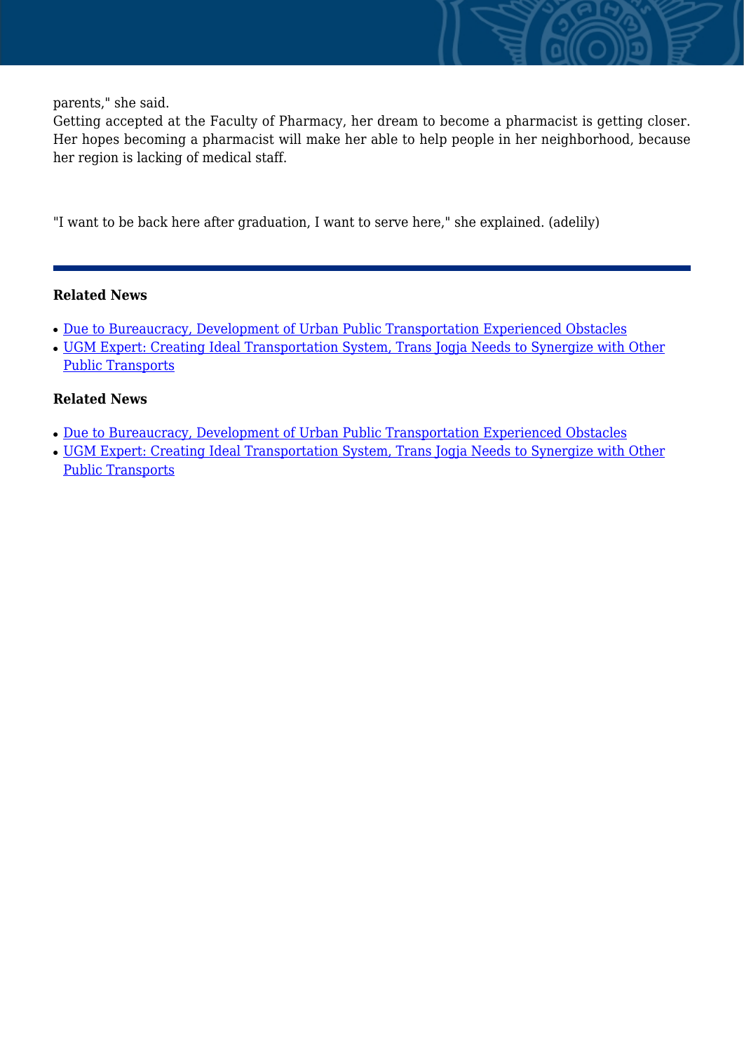parents," she said.
Getting accepted at the Faculty of Pharmacy, her dream to become a pharmacist is getting closer. Her hopes becoming a pharmacist will make her able to help people in her neighborhood, because her region is lacking of medical staff.

"I want to be back here after graduation, I want to serve here," she explained. (adelily)

---

**Related News**

- Due to Bureaucracy, Development of Urban Public Transportation Experienced Obstacles
- UGM Expert: Creating Ideal Transportation System, Trans Jogja Needs to Synergize with Other Public Transports

**Related News**

- Due to Bureaucracy, Development of Urban Public Transportation Experienced Obstacles
- UGM Expert: Creating Ideal Transportation System, Trans Jogja Needs to Synergize with Other Public Transports